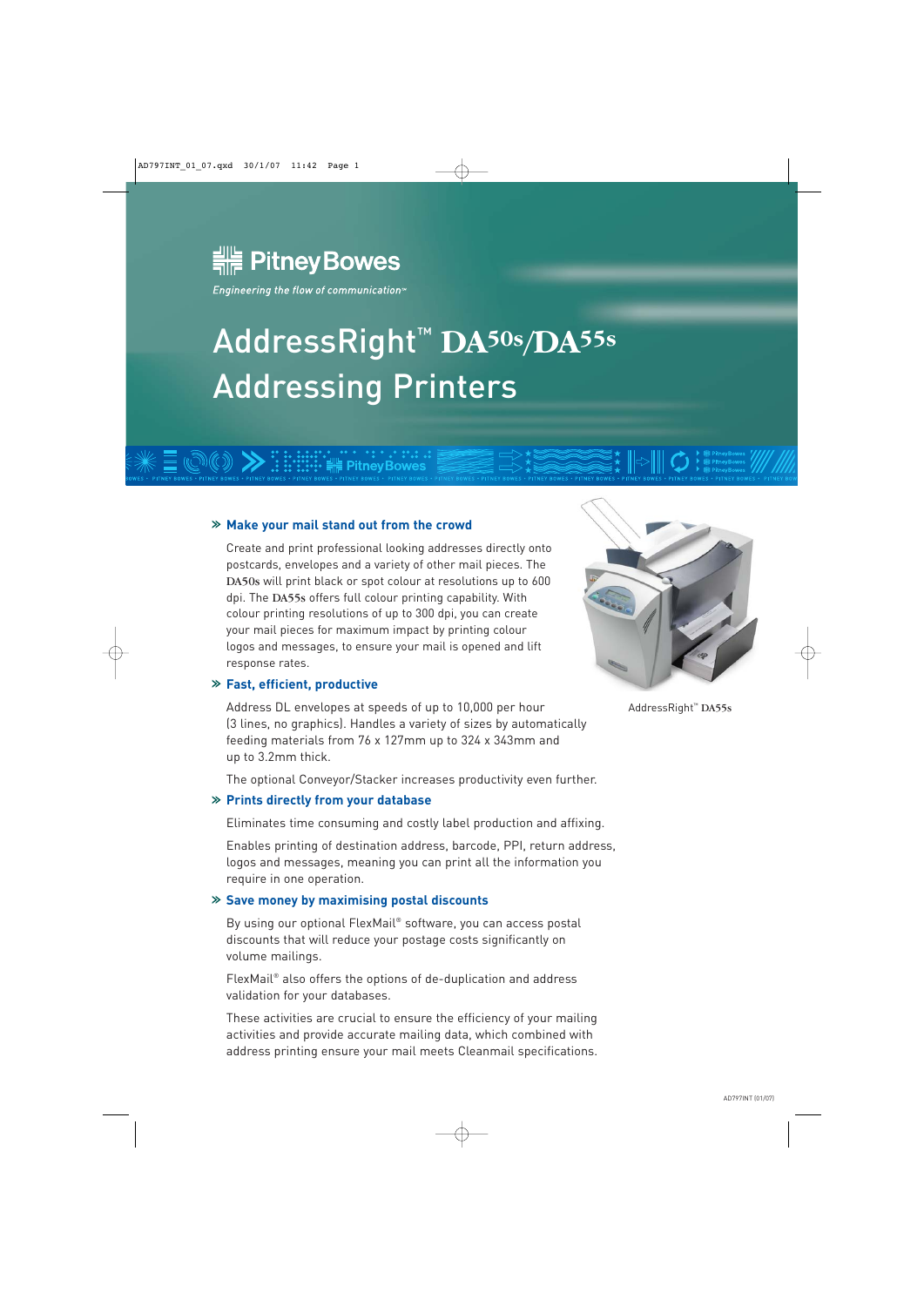# Pitney Bowes

*Engineering the flow of communication™*

# AddressRight™ DA50s/DA55s Addressing Printers

## » Make your mail stand out from the crowd

Create and print professional looking addresses directly onto postcards, envelopes and a variety of other mail pieces. The **DA50s** will print black or spot colour at resolutions up to 600 dpi. The **DA55s** offers full colour printing capability. With colour printing resolutions of up to 300 dpi, you can create your mail pieces for maximum impact by printing colour logos and messages, to ensure your mail is opened and lift response rates.

## » Fast, efficient, productive

Address DL envelopes at speeds of up to 10,000 per hour (3 lines, no graphics). Handles a variety of sizes by automatically feeding materials from 76 x 127mm up to 324 x 343mm and up to 3.2mm thick.

The optional Conveyor/Stacker increases productivity even further.

## » Prints directly from your database

Eliminates time consuming and costly label production and affixing.

Enables printing of destination address, barcode, PPI, return address, logos and messages, meaning you can print all the information you require in one operation.

## » Save money by maximising postal discounts

By using our optional FlexMail® software, you can access postal discounts that will reduce your postage costs significantly on volume mailings.

FlexMail® also offers the options of de-duplication and address validation for your databases.

These activities are crucial to ensure the efficiency of your mailing activities and provide accurate mailing data, which combined with address printing ensure your mail meets Cleanmail specifications.

AddressRight™ DA55s

AD797INT (01/07)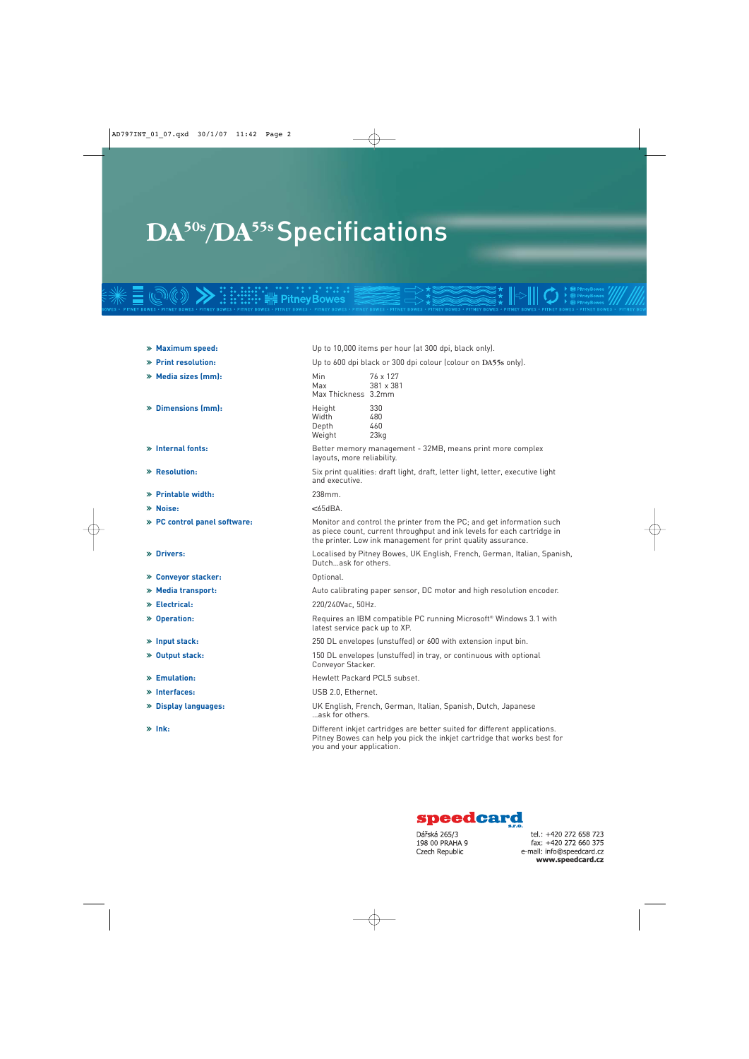# DA[50s]/DA[55s] Specifications

| | |
|---|---|
| » **Maximum speed:** | Up to 10,000 items per hour (at 300 dpi, black only). |
| » **Print resolution:** | Up to 600 dpi black or 300 dpi colour (colour on DA55s only). |
| » **Media sizes (mm):** | Min 76 x 127<br>Max 381 x 381<br>Max Thickness 3.2mm |
| » **Dimensions (mm):** | Height 330<br>Width 480<br>Depth 460<br>Weight 23kg |
| » **Internal fonts:** | Better memory management - 32MB, means print more complex layouts, more reliability. |
| » **Resolution:** | Six print qualities: draft light, draft, letter light, letter, executive light and executive. |
| » **Printable width:** | 238mm. |
| » **Noise:** | <65dBA. |
| » **PC control panel software:** | Monitor and control the printer from the PC; and get information such as piece count, current throughput and ink levels for each cartridge in the printer. Low ink management for print quality assurance. |
| » **Drivers:** | Localised by Pitney Bowes, UK English, French, German, Italian, Spanish, Dutch...ask for others. |
| » **Conveyor stacker:** | Optional. |
| » **Media transport:** | Auto calibrating paper sensor, DC motor and high resolution encoder. |
| » **Electrical:** | 220/240Vac, 50Hz. |
| » **Operation:** | Requires an IBM compatible PC running Microsoft® Windows 3.1 with latest service pack up to XP. |
| » **Input stack:** | 250 DL envelopes (unstuffed) or 600 with extension input bin. |
| » **Output stack:** | 150 DL envelopes (unstuffed) in tray, or continuous with optional Conveyor Stacker. |
| » **Emulation:** | Hewlett Packard PCL5 subset. |
| » **Interfaces:** | USB 2.0, Ethernet. |
| » **Display languages:** | UK English, French, German, Italian, Spanish, Dutch, Japanese ...ask for others. |
| » **Ink:** | Different inkjet cartridges are better suited for different applications. Pitney Bowes can help you pick the inkjet cartridge that works best for you and your application. |

**speedcard** s.r.o.

Dářská 265/3
198 00 PRAHA 9
Czech Republic

tel.: +420 272 658 723
fax: +420 272 660 375
e-mail: info@speedcard.cz
**www.speedcard.cz**